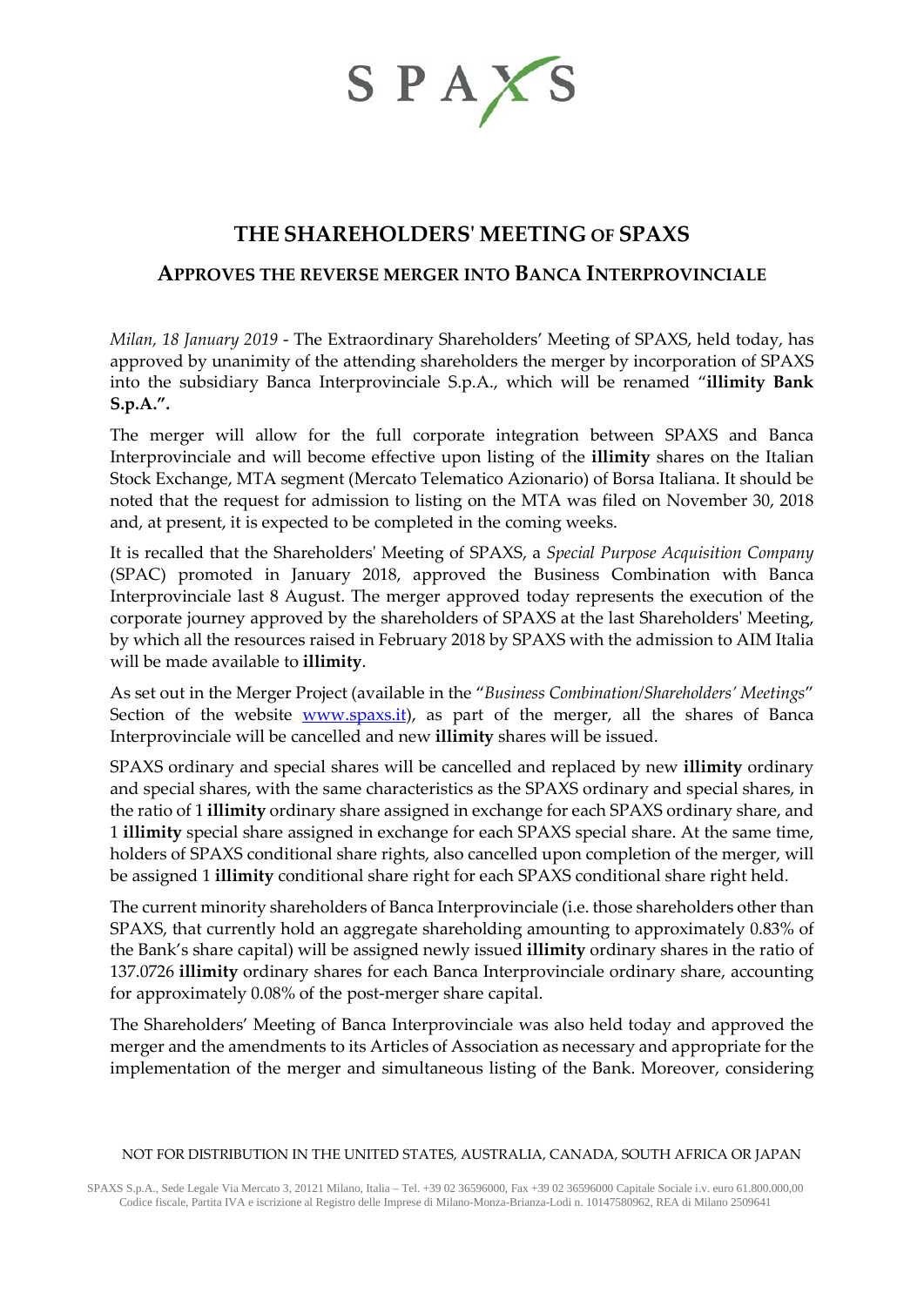SPAXS

# THE SHAREHOLDERS' MEETING OF SPAXS

## APPROVES THE REVERSE MERGER INTO BANCA INTERPROVINCIALE

*Milan, 18 January 2019* - The Extraordinary Shareholders' Meeting of SPAXS, held today, has approved by unanimity of the attending shareholders the merger by incorporation of SPAXS into the subsidiary Banca Interprovinciale S.p.A., which will be renamed "**illimity Bank S.p.A.".**

The merger will allow for the full corporate integration between SPAXS and Banca Interprovinciale and will become effective upon listing of the **illimity** shares on the Italian Stock Exchange, MTA segment (Mercato Telematico Azionario) of Borsa Italiana. It should be noted that the request for admission to listing on the MTA was filed on November 30, 2018 and, at present, it is expected to be completed in the coming weeks.

It is recalled that the Shareholders' Meeting of SPAXS, a *Special Purpose Acquisition Company* (SPAC) promoted in January 2018, approved the Business Combination with Banca Interprovinciale last 8 August. The merger approved today represents the execution of the corporate journey approved by the shareholders of SPAXS at the last Shareholders' Meeting, by which all the resources raised in February 2018 by SPAXS with the admission to AIM Italia will be made available to **illimity**.

As set out in the Merger Project (available in the "*Business Combination/Shareholders' Meetings*" Section of the website [www.spaxs.it](www.spaxs.it)), as part of the merger, all the shares of Banca Interprovinciale will be cancelled and new **illimity** shares will be issued.

SPAXS ordinary and special shares will be cancelled and replaced by new **illimity** ordinary and special shares, with the same characteristics as the SPAXS ordinary and special shares, in the ratio of 1 **illimity** ordinary share assigned in exchange for each SPAXS ordinary share, and 1 **illimity** special share assigned in exchange for each SPAXS special share. At the same time, holders of SPAXS conditional share rights, also cancelled upon completion of the merger, will be assigned 1 **illimity** conditional share right for each SPAXS conditional share right held.

The current minority shareholders of Banca Interprovinciale (i.e. those shareholders other than SPAXS, that currently hold an aggregate shareholding amounting to approximately 0.83% of the Bank's share capital) will be assigned newly issued **illimity** ordinary shares in the ratio of 137.0726 **illimity** ordinary shares for each Banca Interprovinciale ordinary share, accounting for approximately 0.08% of the post-merger share capital.

The Shareholders' Meeting of Banca Interprovinciale was also held today and approved the merger and the amendments to its Articles of Association as necessary and appropriate for the implementation of the merger and simultaneous listing of the Bank. Moreover, considering

NOT FOR DISTRIBUTION IN THE UNITED STATES, AUSTRALIA, CANADA, SOUTH AFRICA OR JAPAN

SPAXS S.p.A., Sede Legale Via Mercato 3, 20121 Milano, Italia – Tel. +39 02 36596000, Fax +39 02 36596000 Capitale Sociale i.v. euro 61.800.000,00
Codice fiscale, Partita IVA e iscrizione al Registro delle Imprese di Milano-Monza-Brianza-Lodi n. 10147580962, REA di Milano 2509641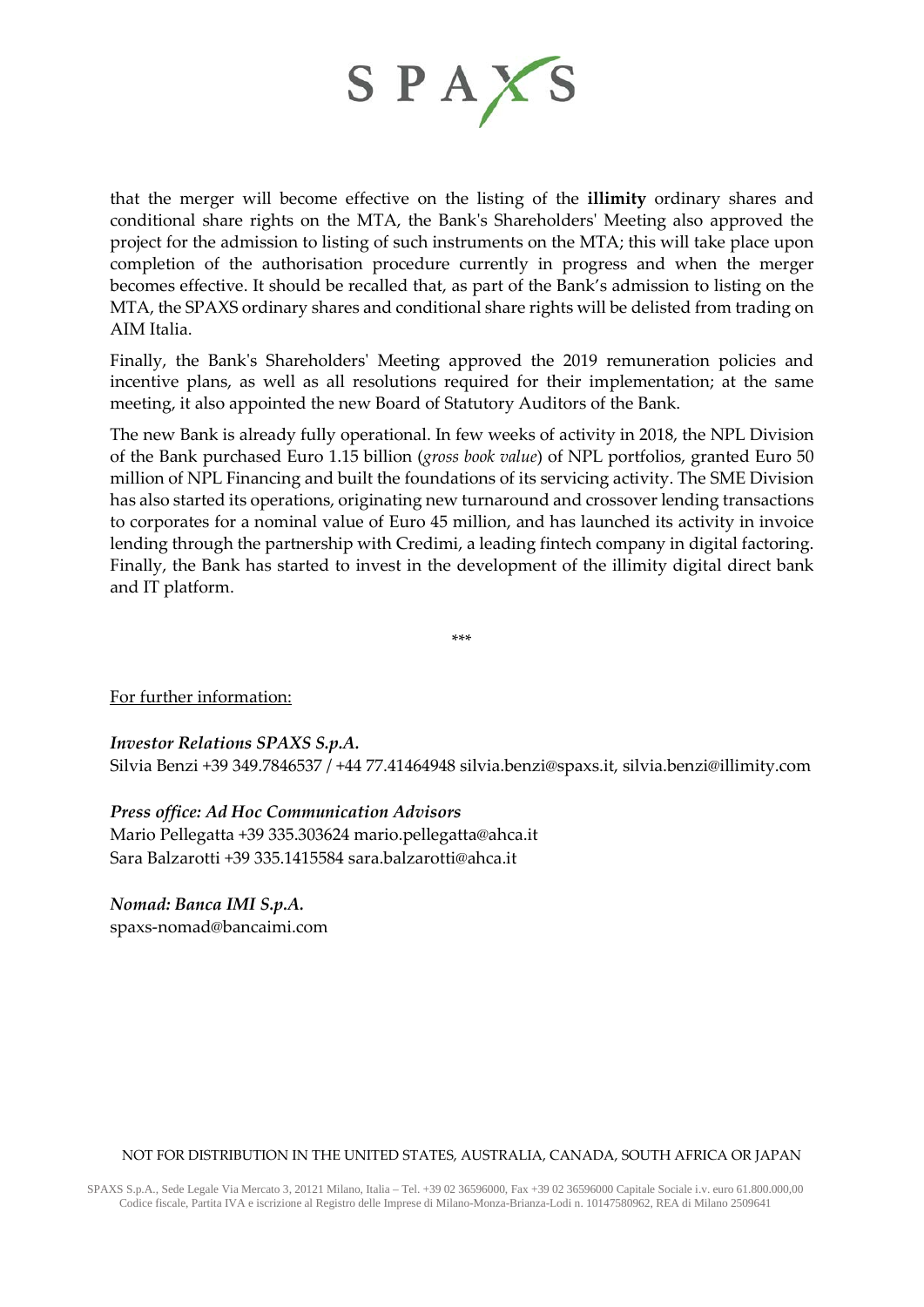that the merger will become effective on the listing of the **illimity** ordinary shares and conditional share rights on the MTA, the Bank's Shareholders' Meeting also approved the project for the admission to listing of such instruments on the MTA; this will take place upon completion of the authorisation procedure currently in progress and when the merger becomes effective. It should be recalled that, as part of the Bank's admission to listing on the MTA, the SPAXS ordinary shares and conditional share rights will be delisted from trading on AIM Italia.

Finally, the Bank's Shareholders' Meeting approved the 2019 remuneration policies and incentive plans, as well as all resolutions required for their implementation; at the same meeting, it also appointed the new Board of Statutory Auditors of the Bank.

The new Bank is already fully operational. In few weeks of activity in 2018, the NPL Division of the Bank purchased Euro 1.15 billion (*gross book value*) of NPL portfolios, granted Euro 50 million of NPL Financing and built the foundations of its servicing activity. The SME Division has also started its operations, originating new turnaround and crossover lending transactions to corporates for a nominal value of Euro 45 million, and has launched its activity in invoice lending through the partnership with Credimi, a leading fintech company in digital factoring. Finally, the Bank has started to invest in the development of the illimity digital direct bank and IT platform.

***

For further information:

***Investor Relations SPAXS S.p.A.***
Silvia Benzi +39 349.7846537 / +44 77.41464948 silvia.benzi@spaxs.it, silvia.benzi@illimity.com

***Press office: Ad Hoc Communication Advisors***
Mario Pellegatta +39 335.303624 mario.pellegatta@ahca.it
Sara Balzarotti +39 335.1415584 sara.balzarotti@ahca.it

***Nomad: Banca IMI S.p.A.***
spaxs-nomad@bancaimi.com

NOT FOR DISTRIBUTION IN THE UNITED STATES, AUSTRALIA, CANADA, SOUTH AFRICA OR JAPAN

SPAXS S.p.A., Sede Legale Via Mercato 3, 20121 Milano, Italia – Tel. +39 02 36596000, Fax +39 02 36596000 Capitale Sociale i.v. euro 61.800.000,00 Codice fiscale, Partita IVA e iscrizione al Registro delle Imprese di Milano-Monza-Brianza-Lodi n. 10147580962, REA di Milano 2509641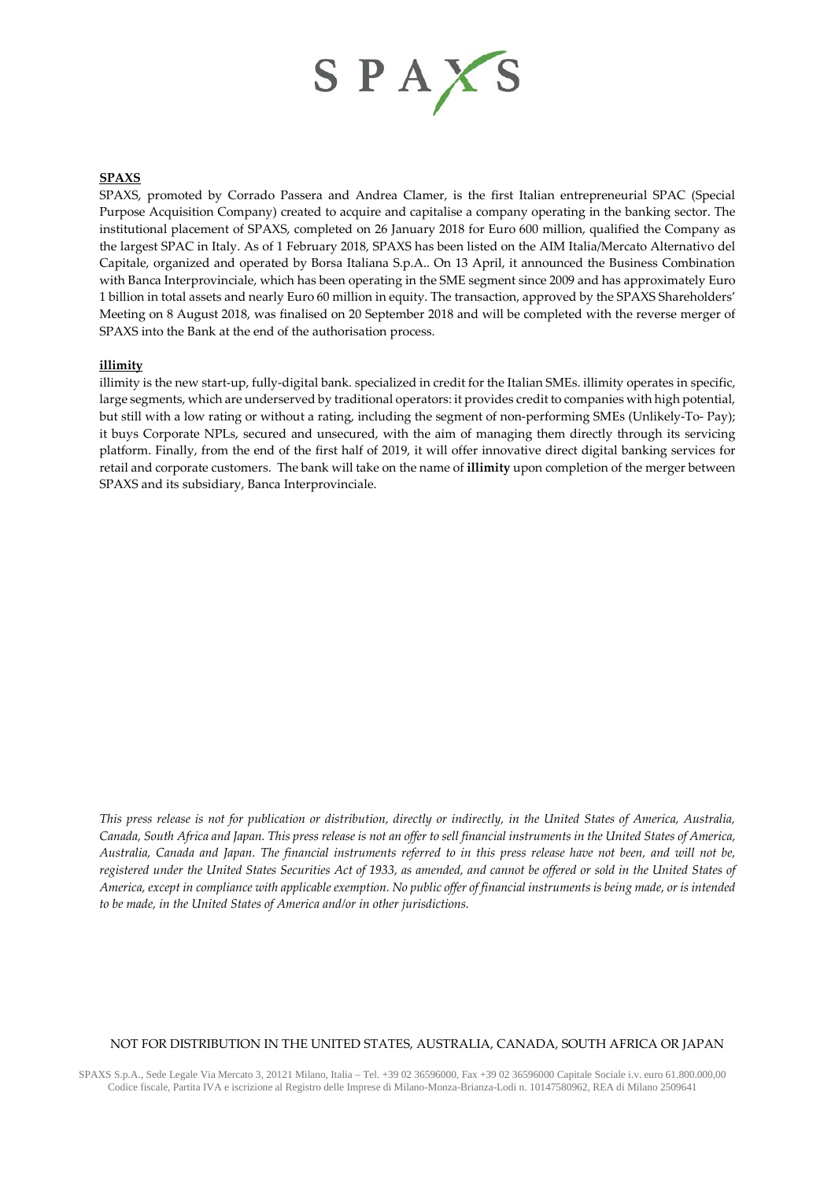**SPAXS**

SPAXS, promoted by Corrado Passera and Andrea Clamer, is the first Italian entrepreneurial SPAC (Special Purpose Acquisition Company) created to acquire and capitalise a company operating in the banking sector. The institutional placement of SPAXS, completed on 26 January 2018 for Euro 600 million, qualified the Company as the largest SPAC in Italy. As of 1 February 2018, SPAXS has been listed on the AIM Italia/Mercato Alternativo del Capitale, organized and operated by Borsa Italiana S.p.A.. On 13 April, it announced the Business Combination with Banca Interprovinciale, which has been operating in the SME segment since 2009 and has approximately Euro 1 billion in total assets and nearly Euro 60 million in equity. The transaction, approved by the SPAXS Shareholders' Meeting on 8 August 2018, was finalised on 20 September 2018 and will be completed with the reverse merger of SPAXS into the Bank at the end of the authorisation process.

**illimity**

illimity is the new start-up, fully-digital bank. specialized in credit for the Italian SMEs. illimity operates in specific, large segments, which are underserved by traditional operators: it provides credit to companies with high potential, but still with a low rating or without a rating, including the segment of non-performing SMEs (Unlikely-To- Pay); it buys Corporate NPLs, secured and unsecured, with the aim of managing them directly through its servicing platform. Finally, from the end of the first half of 2019, it will offer innovative direct digital banking services for retail and corporate customers. The bank will take on the name of **illimity** upon completion of the merger between SPAXS and its subsidiary, Banca Interprovinciale.

*This press release is not for publication or distribution, directly or indirectly, in the United States of America, Australia, Canada, South Africa and Japan. This press release is not an offer to sell financial instruments in the United States of America, Australia, Canada and Japan. The financial instruments referred to in this press release have not been, and will not be, registered under the United States Securities Act of 1933, as amended, and cannot be offered or sold in the United States of America, except in compliance with applicable exemption. No public offer of financial instruments is being made, or is intended to be made, in the United States of America and/or in other jurisdictions.*